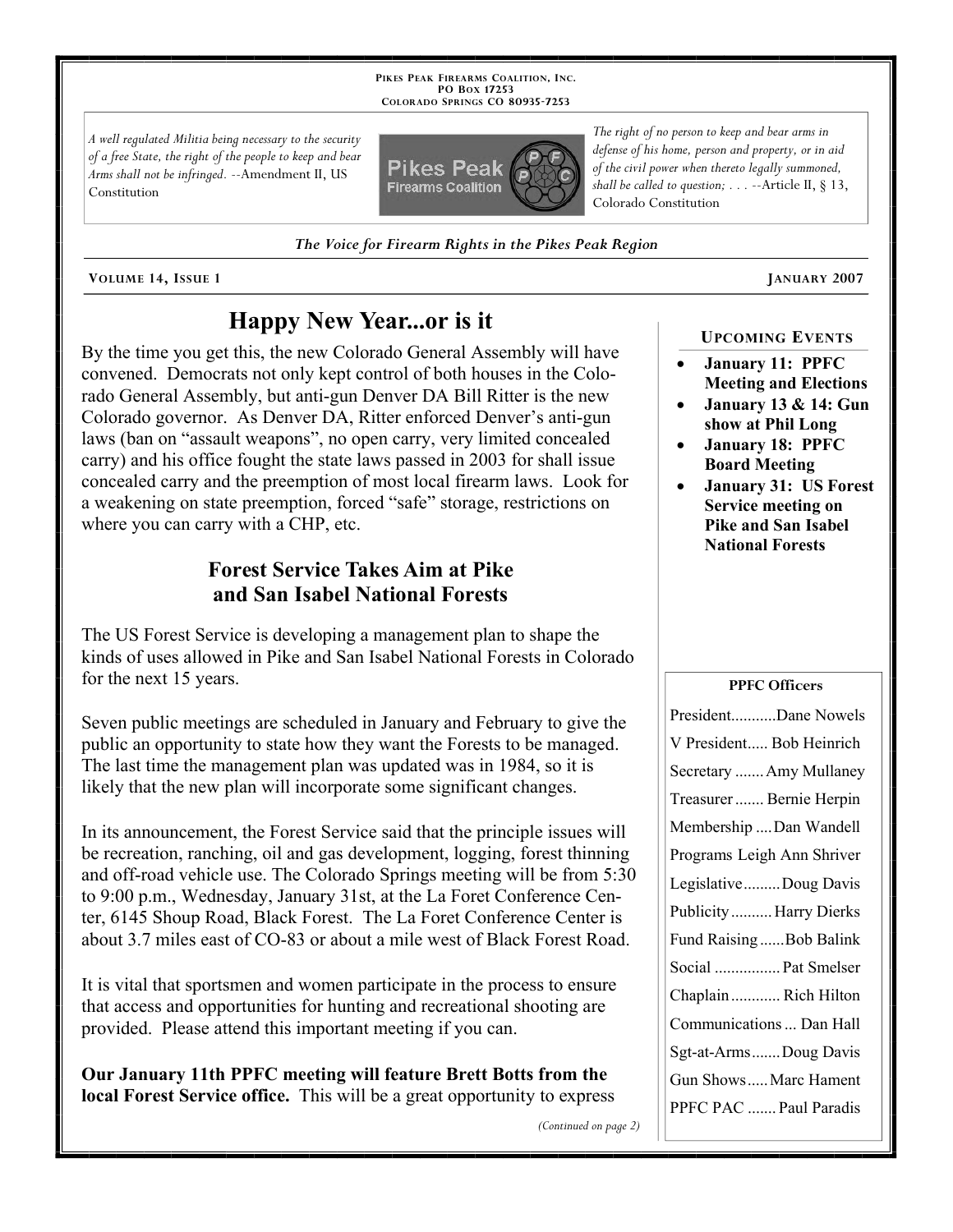PIKES PEAK FIREARMS COALITION, INC.
PO BOX 17253
COLORADO SPRINGS CO 80935-7253

*A well regulated Militia being necessary to the security of a free State, the right of the people to keep and bear Arms shall not be infringed.* --Amendment II, US Constitution

*The right of no person to keep and bear arms in defense of his home, person and property, or in aid of the civil power when thereto legally summoned, shall be called to question; . . .* --Article II, § 13, Colorado Constitution

***The Voice for Firearm Rights in the Pikes Peak Region***

VOLUME 14, ISSUE 1 — JANUARY 2007

# Happy New Year...or is it

By the time you get this, the new Colorado General Assembly will have convened. Democrats not only kept control of both houses in the Colorado General Assembly, but anti-gun Denver DA Bill Ritter is the new Colorado governor. As Denver DA, Ritter enforced Denver's anti-gun laws (ban on "assault weapons", no open carry, very limited concealed carry) and his office fought the state laws passed in 2003 for shall issue concealed carry and the preemption of most local firearm laws. Look for a weakening on state preemption, forced "safe" storage, restrictions on where you can carry with a CHP, etc.

## Forest Service Takes Aim at Pike and San Isabel National Forests

The US Forest Service is developing a management plan to shape the kinds of uses allowed in Pike and San Isabel National Forests in Colorado for the next 15 years.

Seven public meetings are scheduled in January and February to give the public an opportunity to state how they want the Forests to be managed. The last time the management plan was updated was in 1984, so it is likely that the new plan will incorporate some significant changes.

In its announcement, the Forest Service said that the principle issues will be recreation, ranching, oil and gas development, logging, forest thinning and off-road vehicle use. The Colorado Springs meeting will be from 5:30 to 9:00 p.m., Wednesday, January 31st, at the La Foret Conference Center, 6145 Shoup Road, Black Forest. The La Foret Conference Center is about 3.7 miles east of CO-83 or about a mile west of Black Forest Road.

It is vital that sportsmen and women participate in the process to ensure that access and opportunities for hunting and recreational shooting are provided. Please attend this important meeting if you can.

**Our January 11th PPFC meeting will feature Brett Botts from the local Forest Service office.** This will be a great opportunity to express

*(Continued on page 2)*

### UPCOMING EVENTS

- **January 11: PPFC Meeting and Elections**
- **January 13 & 14: Gun show at Phil Long**
- **January 18: PPFC Board Meeting**
- **January 31: US Forest Service meeting on Pike and San Isabel National Forests**

### PPFC Officers

| Office | Name |
|---|---|
| President | Dane Nowels |
| V President | Bob Heinrich |
| Secretary | Amy Mullaney |
| Treasurer | Bernie Herpin |
| Membership | Dan Wandell |
| Programs | Leigh Ann Shriver |
| Legislative | Doug Davis |
| Publicity | Harry Dierks |
| Fund Raising | Bob Balink |
| Social | Pat Smelser |
| Chaplain | Rich Hilton |
| Communications | Dan Hall |
| Sgt-at-Arms | Doug Davis |
| Gun Shows | Marc Hament |
| PPFC PAC | Paul Paradis |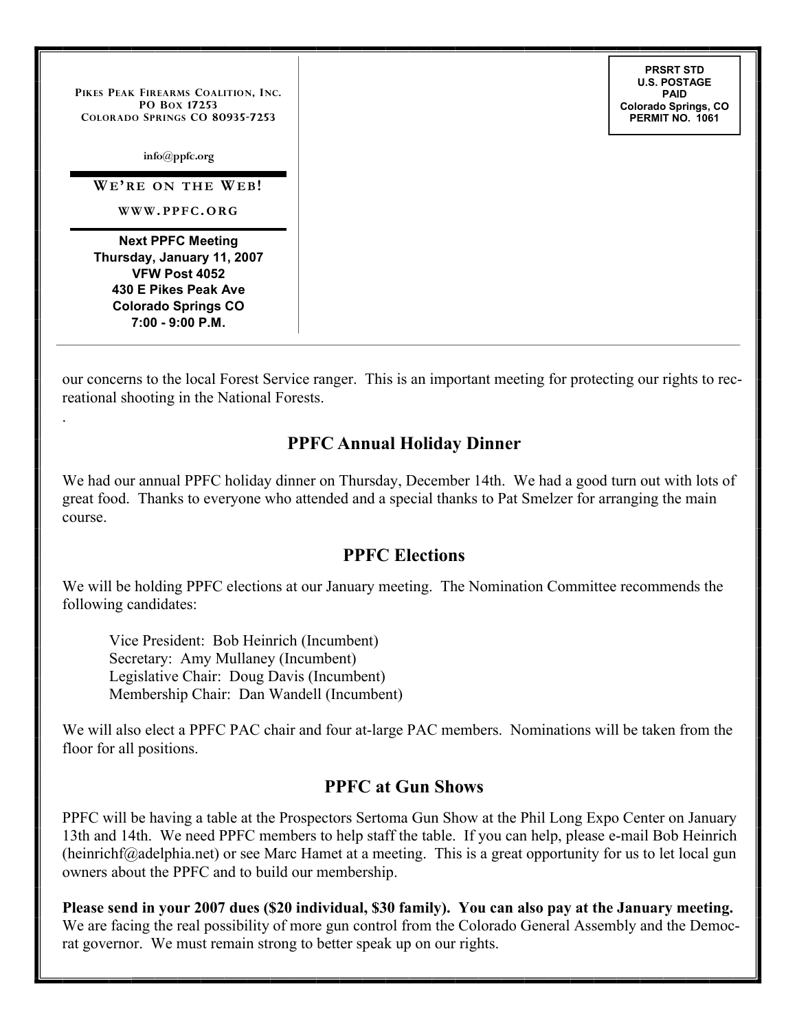PIKES PEAK FIREARMS COALITION, INC.
PO BOX 17253
COLORADO SPRINGS CO 80935-7253

info@ppfc.org

**WE'RE ON THE WEB!**

**WWW.PPFC.ORG**

**Next PPFC Meeting**
**Thursday, January 11, 2007**
**VFW Post 4052**
**430 E Pikes Peak Ave**
**Colorado Springs CO**
**7:00 - 9:00 P.M.**

PRSRT STD
U.S. POSTAGE
PAID
Colorado Springs, CO
PERMIT NO. 1061

our concerns to the local Forest Service ranger. This is an important meeting for protecting our rights to recreational shooting in the National Forests.

.

## PPFC Annual Holiday Dinner

We had our annual PPFC holiday dinner on Thursday, December 14th. We had a good turn out with lots of great food. Thanks to everyone who attended and a special thanks to Pat Smelzer for arranging the main course.

## PPFC Elections

We will be holding PPFC elections at our January meeting. The Nomination Committee recommends the following candidates:

Vice President: Bob Heinrich (Incumbent)
Secretary: Amy Mullaney (Incumbent)
Legislative Chair: Doug Davis (Incumbent)
Membership Chair: Dan Wandell (Incumbent)

We will also elect a PPFC PAC chair and four at-large PAC members. Nominations will be taken from the floor for all positions.

## PPFC at Gun Shows

PPFC will be having a table at the Prospectors Sertoma Gun Show at the Phil Long Expo Center on January 13th and 14th. We need PPFC members to help staff the table. If you can help, please e-mail Bob Heinrich (heinrichf@adelphia.net) or see Marc Hamet at a meeting. This is a great opportunity for us to let local gun owners about the PPFC and to build our membership.

**Please send in your 2007 dues ($20 individual, $30 family). You can also pay at the January meeting.** We are facing the real possibility of more gun control from the Colorado General Assembly and the Democrat governor. We must remain strong to better speak up on our rights.